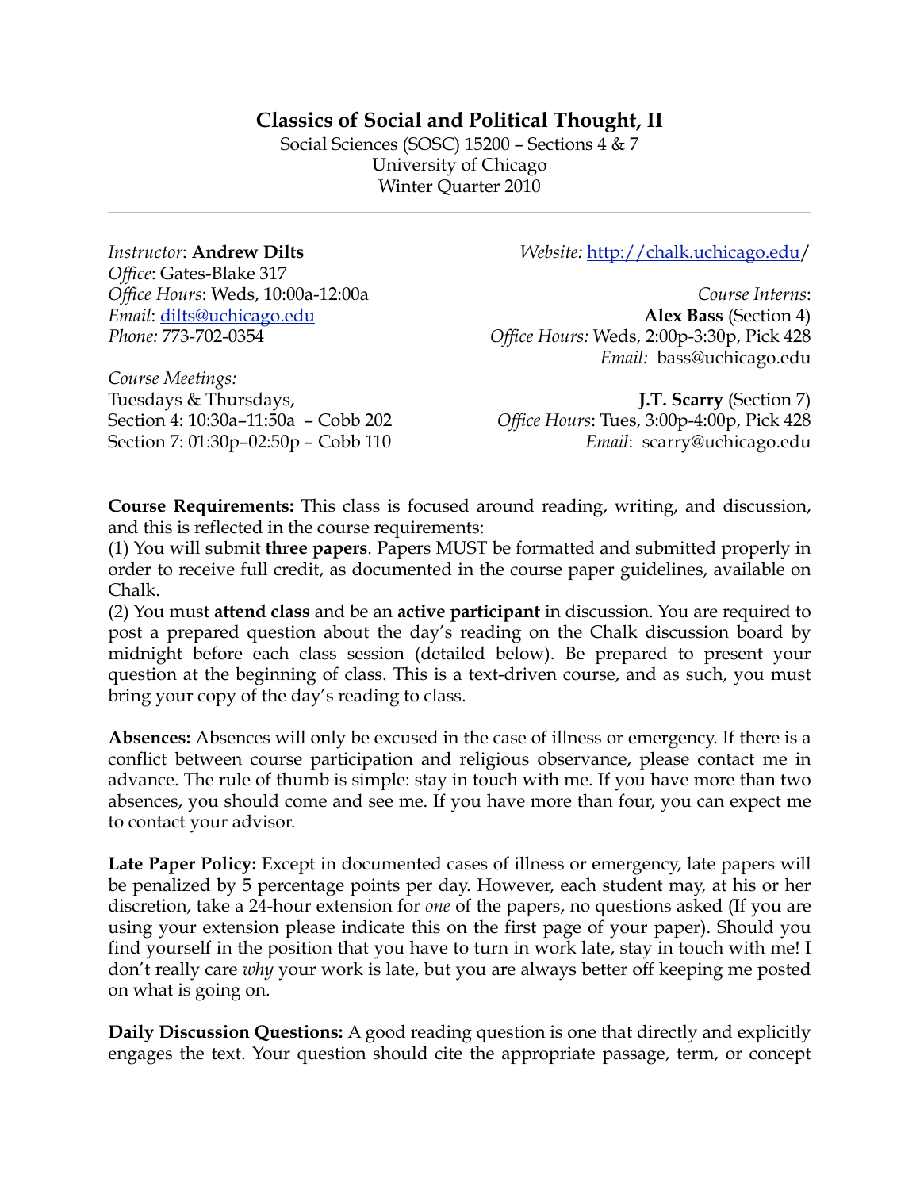# Classics of Social and Political Thought, II

Social Sciences (SOSC) 15200 – Sections 4 & 7
University of Chicago
Winter Quarter 2010

---

*Instructor*: **Andrew Dilts**
*Office*: Gates-Blake 317
*Office Hours*: Weds, 10:00a-12:00a
*Email*: dilts@uchicago.edu
*Phone:* 773-702-0354

*Course Meetings:*
Tuesdays & Thursdays,
Section 4: 10:30a–11:50a – Cobb 202
Section 7: 01:30p–02:50p – Cobb 110

*Website:* http://chalk.uchicago.edu/

*Course Interns*:
**Alex Bass** (Section 4)
*Office Hours:* Weds, 2:00p-3:30p, Pick 428
*Email:* bass@uchicago.edu

**J.T. Scarry** (Section 7)
*Office Hours*: Tues, 3:00p-4:00p, Pick 428
*Email*: scarry@uchicago.edu

---

**Course Requirements:** This class is focused around reading, writing, and discussion, and this is reflected in the course requirements:
(1) You will submit **three papers**. Papers MUST be formatted and submitted properly in order to receive full credit, as documented in the course paper guidelines, available on Chalk.
(2) You must **attend class** and be an **active participant** in discussion. You are required to post a prepared question about the day's reading on the Chalk discussion board by midnight before each class session (detailed below). Be prepared to present your question at the beginning of class. This is a text-driven course, and as such, you must bring your copy of the day's reading to class.

**Absences:** Absences will only be excused in the case of illness or emergency. If there is a conflict between course participation and religious observance, please contact me in advance. The rule of thumb is simple: stay in touch with me. If you have more than two absences, you should come and see me. If you have more than four, you can expect me to contact your advisor.

**Late Paper Policy:** Except in documented cases of illness or emergency, late papers will be penalized by 5 percentage points per day. However, each student may, at his or her discretion, take a 24-hour extension for *one* of the papers, no questions asked (If you are using your extension please indicate this on the first page of your paper). Should you find yourself in the position that you have to turn in work late, stay in touch with me! I don't really care *why* your work is late, but you are always better off keeping me posted on what is going on.

**Daily Discussion Questions:** A good reading question is one that directly and explicitly engages the text. Your question should cite the appropriate passage, term, or concept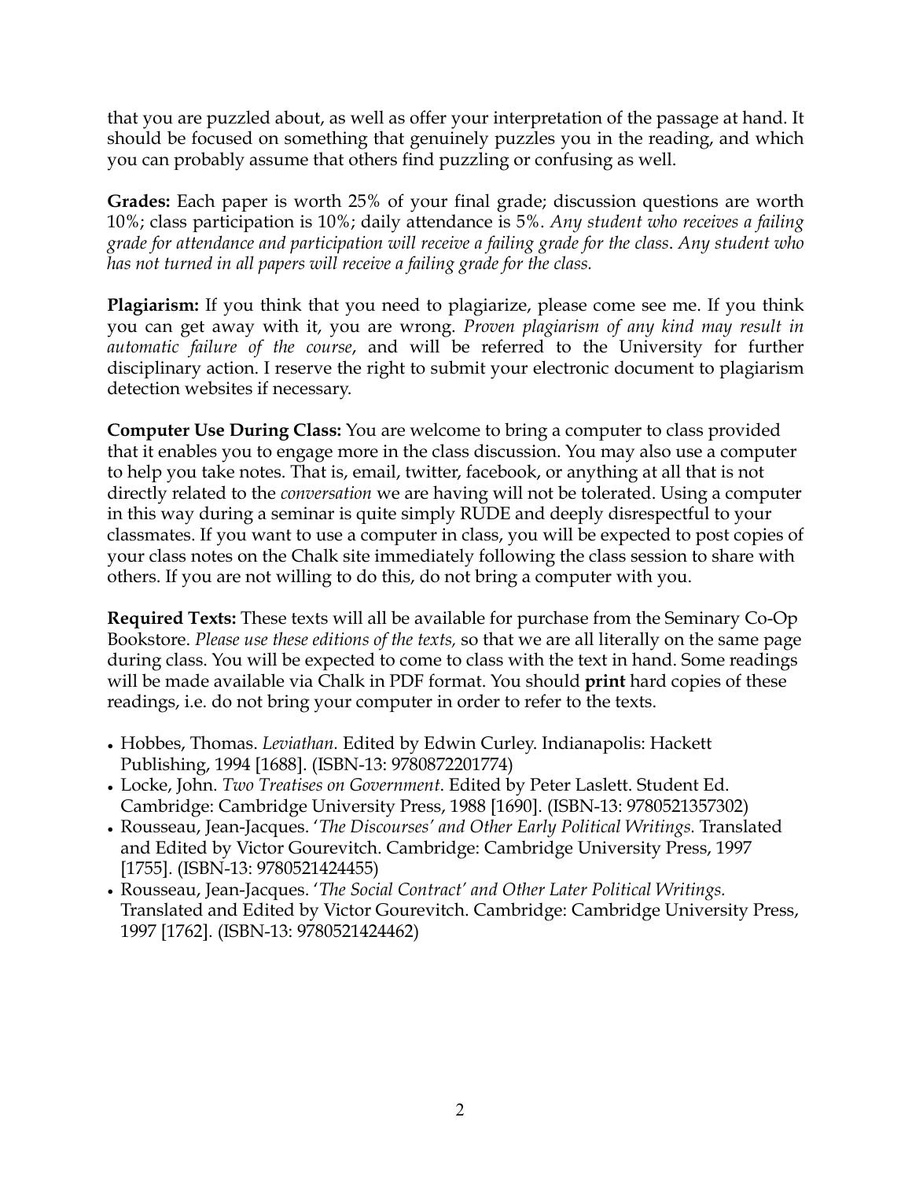that you are puzzled about, as well as offer your interpretation of the passage at hand. It should be focused on something that genuinely puzzles you in the reading, and which you can probably assume that others find puzzling or confusing as well.

**Grades:** Each paper is worth 25% of your final grade; discussion questions are worth 10%; class participation is 10%; daily attendance is 5%. *Any student who receives a failing grade for attendance and participation will receive a failing grade for the class. Any student who has not turned in all papers will receive a failing grade for the class.*

**Plagiarism:** If you think that you need to plagiarize, please come see me. If you think you can get away with it, you are wrong. *Proven plagiarism of any kind may result in automatic failure of the course*, and will be referred to the University for further disciplinary action. I reserve the right to submit your electronic document to plagiarism detection websites if necessary.

**Computer Use During Class:** You are welcome to bring a computer to class provided that it enables you to engage more in the class discussion. You may also use a computer to help you take notes. That is, email, twitter, facebook, or anything at all that is not directly related to the *conversation* we are having will not be tolerated. Using a computer in this way during a seminar is quite simply RUDE and deeply disrespectful to your classmates. If you want to use a computer in class, you will be expected to post copies of your class notes on the Chalk site immediately following the class session to share with others. If you are not willing to do this, do not bring a computer with you.

**Required Texts:** These texts will all be available for purchase from the Seminary Co-Op Bookstore. *Please use these editions of the texts,* so that we are all literally on the same page during class. You will be expected to come to class with the text in hand. Some readings will be made available via Chalk in PDF format. You should **print** hard copies of these readings, i.e. do not bring your computer in order to refer to the texts.

- Hobbes, Thomas. *Leviathan.* Edited by Edwin Curley. Indianapolis: Hackett Publishing, 1994 [1688]. (ISBN-13: 9780872201774)
- Locke, John. *Two Treatises on Government*. Edited by Peter Laslett. Student Ed. Cambridge: Cambridge University Press, 1988 [1690]. (ISBN-13: 9780521357302)
- Rousseau, Jean-Jacques. '*The Discourses' and Other Early Political Writings.* Translated and Edited by Victor Gourevitch. Cambridge: Cambridge University Press, 1997 [1755]. (ISBN-13: 9780521424455)
- Rousseau, Jean-Jacques. '*The Social Contract' and Other Later Political Writings.* Translated and Edited by Victor Gourevitch. Cambridge: Cambridge University Press, 1997 [1762]. (ISBN-13: 9780521424462)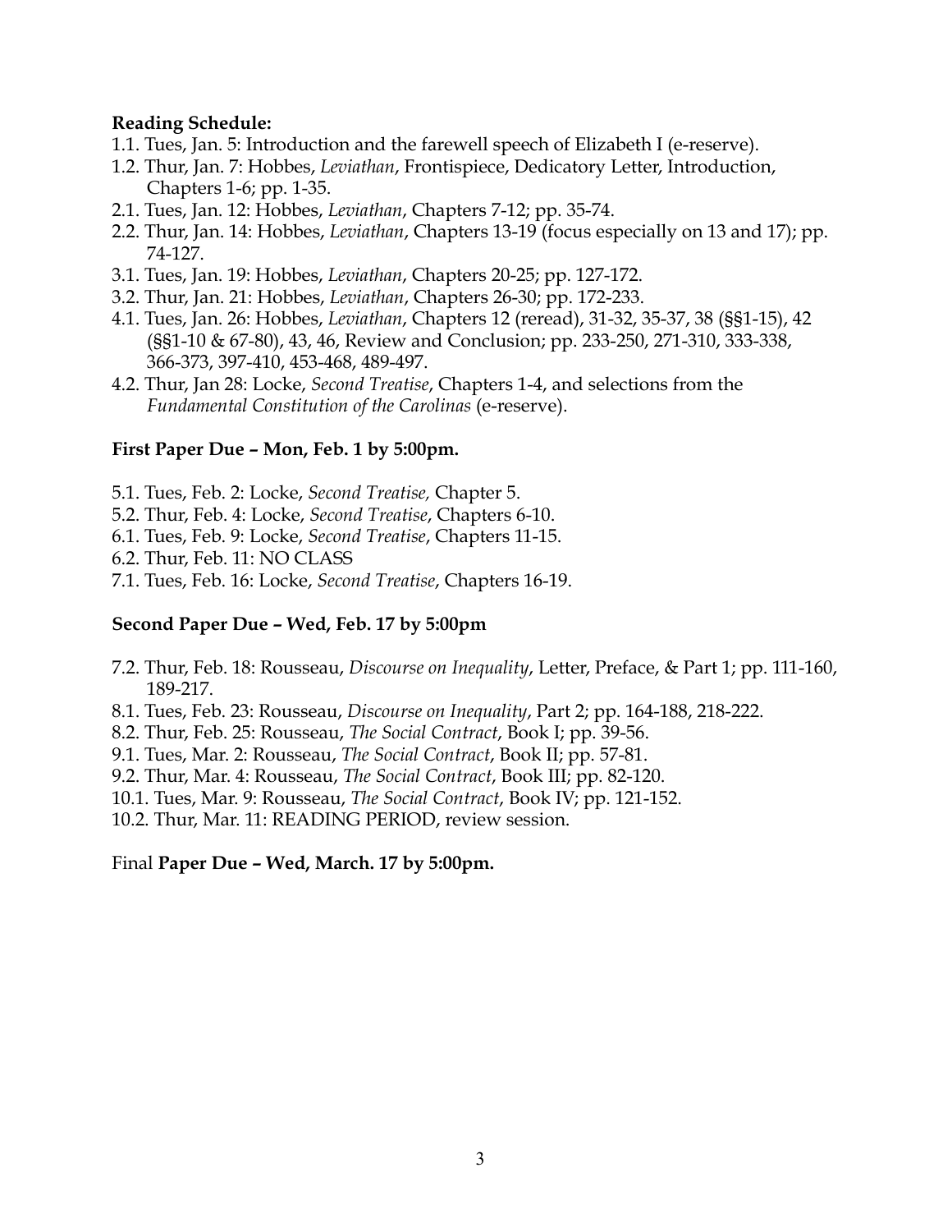**Reading Schedule:**

1.1. Tues, Jan. 5: Introduction and the farewell speech of Elizabeth I (e-reserve).

1.2. Thur, Jan. 7: Hobbes, *Leviathan*, Frontispiece, Dedicatory Letter, Introduction, Chapters 1-6; pp. 1-35.

2.1. Tues, Jan. 12: Hobbes, *Leviathan*, Chapters 7-12; pp. 35-74.

2.2. Thur, Jan. 14: Hobbes, *Leviathan*, Chapters 13-19 (focus especially on 13 and 17); pp. 74-127.

3.1. Tues, Jan. 19: Hobbes, *Leviathan*, Chapters 20-25; pp. 127-172.

3.2. Thur, Jan. 21: Hobbes, *Leviathan*, Chapters 26-30; pp. 172-233.

4.1. Tues, Jan. 26: Hobbes, *Leviathan*, Chapters 12 (reread), 31-32, 35-37, 38 (§§1-15), 42 (§§1-10 & 67-80), 43, 46, Review and Conclusion; pp. 233-250, 271-310, 333-338, 366-373, 397-410, 453-468, 489-497.

4.2. Thur, Jan 28: Locke, *Second Treatise*, Chapters 1-4, and selections from the *Fundamental Constitution of the Carolinas* (e-reserve).

**First Paper Due – Mon, Feb. 1 by 5:00pm.**

5.1. Tues, Feb. 2: Locke, *Second Treatise,* Chapter 5.

5.2. Thur, Feb. 4: Locke, *Second Treatise*, Chapters 6-10.

6.1. Tues, Feb. 9: Locke, *Second Treatise*, Chapters 11-15.

6.2. Thur, Feb. 11: NO CLASS

7.1. Tues, Feb. 16: Locke, *Second Treatise*, Chapters 16-19.

**Second Paper Due – Wed, Feb. 17 by 5:00pm**

7.2. Thur, Feb. 18: Rousseau, *Discourse on Inequality*, Letter, Preface, & Part 1; pp. 111-160, 189-217.

8.1. Tues, Feb. 23: Rousseau, *Discourse on Inequality*, Part 2; pp. 164-188, 218-222.

8.2. Thur, Feb. 25: Rousseau, *The Social Contract*, Book I; pp. 39-56.

9.1. Tues, Mar. 2: Rousseau, *The Social Contract*, Book II; pp. 57-81.

9.2. Thur, Mar. 4: Rousseau, *The Social Contract*, Book III; pp. 82-120.

10.1. Tues, Mar. 9: Rousseau, *The Social Contract*, Book IV; pp. 121-152.

10.2. Thur, Mar. 11: READING PERIOD, review session.

Final **Paper Due – Wed, March. 17 by 5:00pm.**